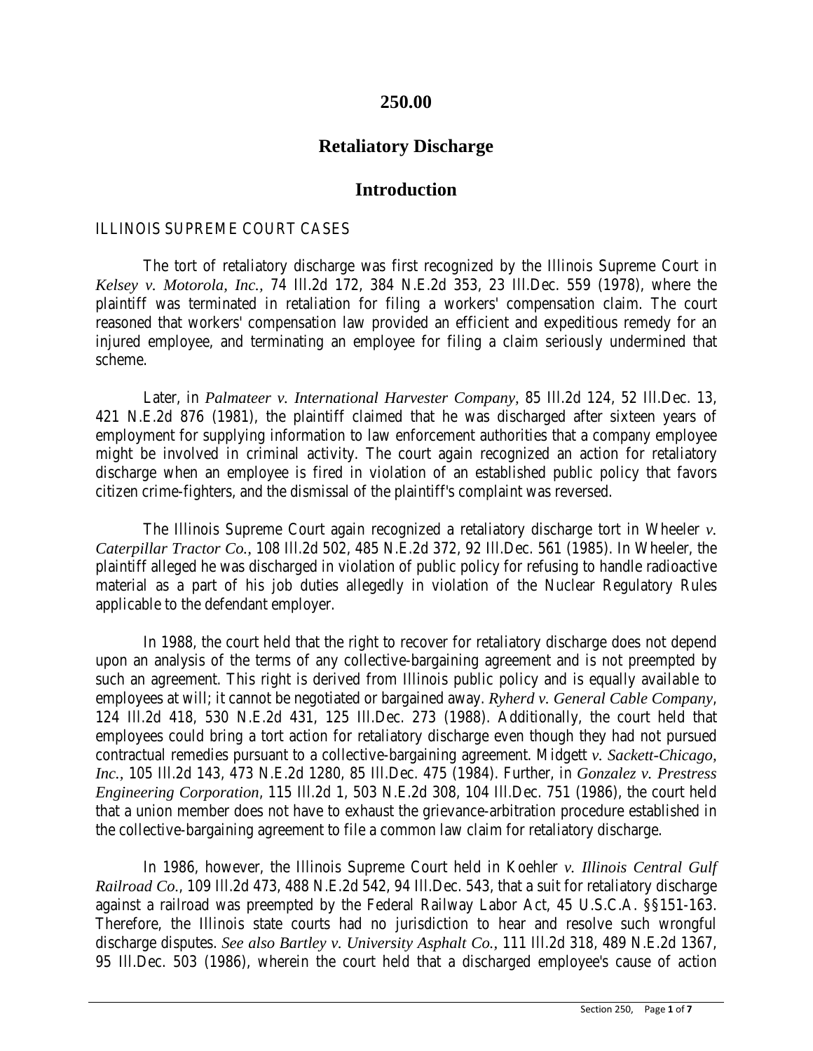# 250.00

## Retaliatory Discharge

## Introduction

### ILLINOIS SUPREME COURT CASES

The tort of retaliatory discharge was first recognized by the Illinois Supreme Court in *Kelsey v. Motorola, Inc.*, 74 Ill.2d 172, 384 N.E.2d 353, 23 Ill.Dec. 559 (1978), where the plaintiff was terminated in retaliation for filing a workers' compensation claim. The court reasoned that workers' compensation law provided an efficient and expeditious remedy for an injured employee, and terminating an employee for filing a claim seriously undermined that scheme.

Later, in *Palmateer v. International Harvester Company*, 85 Ill.2d 124, 52 Ill.Dec. 13, 421 N.E.2d 876 (1981), the plaintiff claimed that he was discharged after sixteen years of employment for supplying information to law enforcement authorities that a company employee might be involved in criminal activity. The court again recognized an action for retaliatory discharge when an employee is fired in violation of an established public policy that favors citizen crime-fighters, and the dismissal of the plaintiff's complaint was reversed.

The Illinois Supreme Court again recognized a retaliatory discharge tort in Wheeler *v. Caterpillar Tractor Co.*, 108 Ill.2d 502, 485 N.E.2d 372, 92 Ill.Dec. 561 (1985). In Wheeler, the plaintiff alleged he was discharged in violation of public policy for refusing to handle radioactive material as a part of his job duties allegedly in violation of the Nuclear Regulatory Rules applicable to the defendant employer.

In 1988, the court held that the right to recover for retaliatory discharge does not depend upon an analysis of the terms of any collective-bargaining agreement and is not preempted by such an agreement. This right is derived from Illinois public policy and is equally available to employees at will; it cannot be negotiated or bargained away. *Ryherd v. General Cable Company*, 124 Ill.2d 418, 530 N.E.2d 431, 125 Ill.Dec. 273 (1988). Additionally, the court held that employees could bring a tort action for retaliatory discharge even though they had not pursued contractual remedies pursuant to a collective-bargaining agreement. Midgett *v. Sackett-Chicago, Inc.*, 105 Ill.2d 143, 473 N.E.2d 1280, 85 Ill.Dec. 475 (1984). Further, in *Gonzalez v. Prestress Engineering Corporation*, 115 Ill.2d 1, 503 N.E.2d 308, 104 Ill.Dec. 751 (1986), the court held that a union member does not have to exhaust the grievance-arbitration procedure established in the collective-bargaining agreement to file a common law claim for retaliatory discharge.

In 1986, however, the Illinois Supreme Court held in Koehler *v. Illinois Central Gulf Railroad Co.*, 109 Ill.2d 473, 488 N.E.2d 542, 94 Ill.Dec. 543, that a suit for retaliatory discharge against a railroad was preempted by the Federal Railway Labor Act, 45 U.S.C.A. §§151-163. Therefore, the Illinois state courts had no jurisdiction to hear and resolve such wrongful discharge disputes. *See also Bartley v. University Asphalt Co.*, 111 Ill.2d 318, 489 N.E.2d 1367, 95 Ill.Dec. 503 (1986), wherein the court held that a discharged employee's cause of action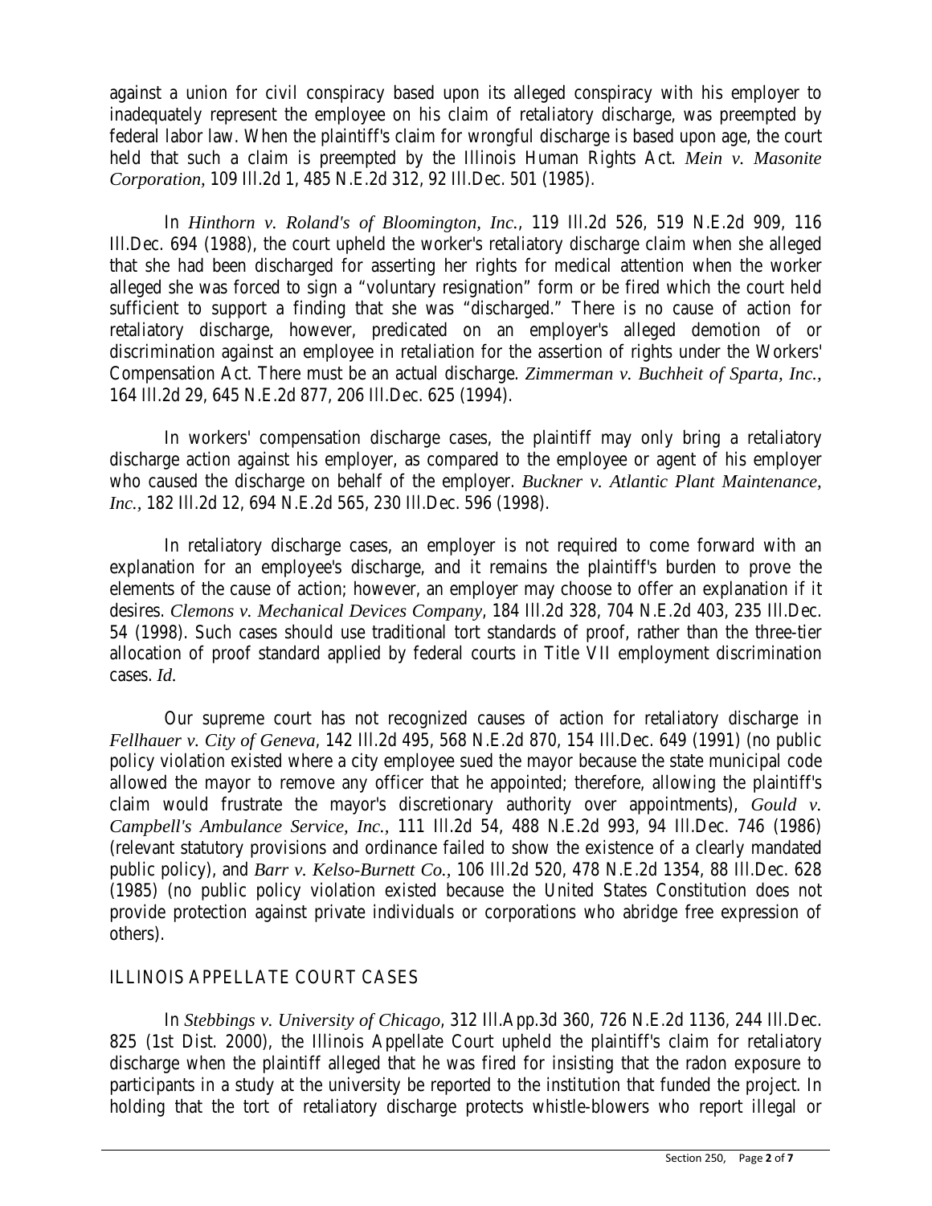against a union for civil conspiracy based upon its alleged conspiracy with his employer to inadequately represent the employee on his claim of retaliatory discharge, was preempted by federal labor law. When the plaintiff's claim for wrongful discharge is based upon age, the court held that such a claim is preempted by the Illinois Human Rights Act. *Mein v. Masonite Corporation*, 109 Ill.2d 1, 485 N.E.2d 312, 92 Ill.Dec. 501 (1985).

In *Hinthorn v. Roland's of Bloomington, Inc.*, 119 Ill.2d 526, 519 N.E.2d 909, 116 Ill.Dec. 694 (1988), the court upheld the worker's retaliatory discharge claim when she alleged that she had been discharged for asserting her rights for medical attention when the worker alleged she was forced to sign a "voluntary resignation" form or be fired which the court held sufficient to support a finding that she was "discharged." There is no cause of action for retaliatory discharge, however, predicated on an employer's alleged demotion of or discrimination against an employee in retaliation for the assertion of rights under the Workers' Compensation Act. There must be an actual discharge. *Zimmerman v. Buchheit of Sparta, Inc.*, 164 Ill.2d 29, 645 N.E.2d 877, 206 Ill.Dec. 625 (1994).

In workers' compensation discharge cases, the plaintiff may only bring a retaliatory discharge action against his employer, as compared to the employee or agent of his employer who caused the discharge on behalf of the employer. *Buckner v. Atlantic Plant Maintenance, Inc.*, 182 Ill.2d 12, 694 N.E.2d 565, 230 Ill.Dec. 596 (1998).

In retaliatory discharge cases, an employer is not required to come forward with an explanation for an employee's discharge, and it remains the plaintiff's burden to prove the elements of the cause of action; however, an employer may choose to offer an explanation if it desires. *Clemons v. Mechanical Devices Company*, 184 Ill.2d 328, 704 N.E.2d 403, 235 Ill.Dec. 54 (1998). Such cases should use traditional tort standards of proof, rather than the three-tier allocation of proof standard applied by federal courts in Title VII employment discrimination cases. *Id.*

Our supreme court has not recognized causes of action for retaliatory discharge in *Fellhauer v. City of Geneva*, 142 Ill.2d 495, 568 N.E.2d 870, 154 Ill.Dec. 649 (1991) (no public policy violation existed where a city employee sued the mayor because the state municipal code allowed the mayor to remove any officer that he appointed; therefore, allowing the plaintiff's claim would frustrate the mayor's discretionary authority over appointments), *Gould v. Campbell's Ambulance Service, Inc.*, 111 Ill.2d 54, 488 N.E.2d 993, 94 Ill.Dec. 746 (1986) (relevant statutory provisions and ordinance failed to show the existence of a clearly mandated public policy), and *Barr v. Kelso-Burnett Co.*, 106 Ill.2d 520, 478 N.E.2d 1354, 88 Ill.Dec. 628 (1985) (no public policy violation existed because the United States Constitution does not provide protection against private individuals or corporations who abridge free expression of others).

## ILLINOIS APPELLATE COURT CASES

In *Stebbings v. University of Chicago*, 312 Ill.App.3d 360, 726 N.E.2d 1136, 244 Ill.Dec. 825 (1st Dist. 2000), the Illinois Appellate Court upheld the plaintiff's claim for retaliatory discharge when the plaintiff alleged that he was fired for insisting that the radon exposure to participants in a study at the university be reported to the institution that funded the project. In holding that the tort of retaliatory discharge protects whistle-blowers who report illegal or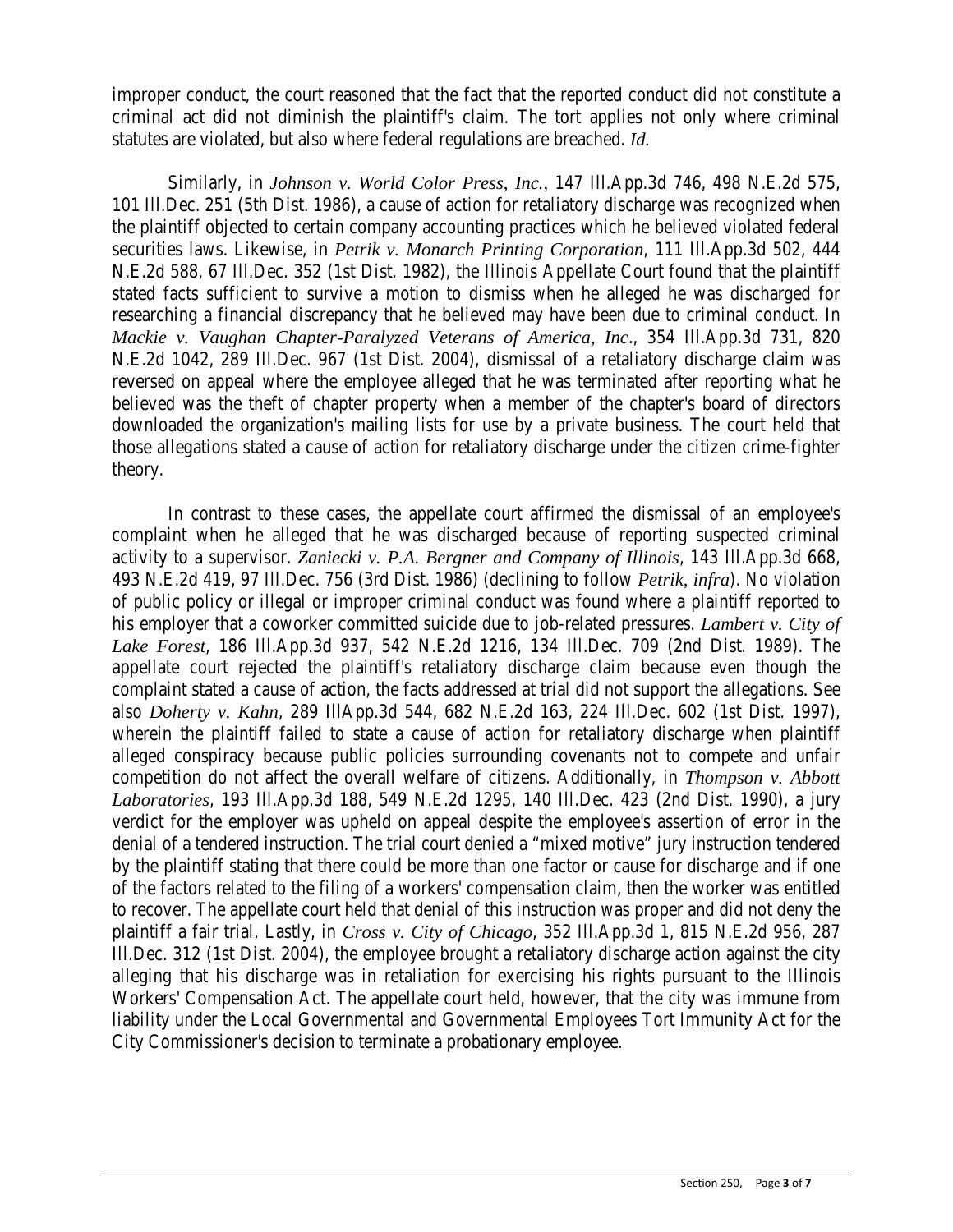improper conduct, the court reasoned that the fact that the reported conduct did not constitute a criminal act did not diminish the plaintiff's claim. The tort applies not only where criminal statutes are violated, but also where federal regulations are breached. *Id*.

Similarly, in *Johnson v. World Color Press, Inc.*, 147 Ill.App.3d 746, 498 N.E.2d 575, 101 Ill.Dec. 251 (5th Dist. 1986), a cause of action for retaliatory discharge was recognized when the plaintiff objected to certain company accounting practices which he believed violated federal securities laws. Likewise, in *Petrik v. Monarch Printing Corporation*, 111 Ill.App.3d 502, 444 N.E.2d 588, 67 Ill.Dec. 352 (1st Dist. 1982), the Illinois Appellate Court found that the plaintiff stated facts sufficient to survive a motion to dismiss when he alleged he was discharged for researching a financial discrepancy that he believed may have been due to criminal conduct. In *Mackie v. Vaughan Chapter-Paralyzed Veterans of America, Inc*., 354 Ill.App.3d 731, 820 N.E.2d 1042, 289 Ill.Dec. 967 (1st Dist. 2004), dismissal of a retaliatory discharge claim was reversed on appeal where the employee alleged that he was terminated after reporting what he believed was the theft of chapter property when a member of the chapter's board of directors downloaded the organization's mailing lists for use by a private business. The court held that those allegations stated a cause of action for retaliatory discharge under the citizen crime-fighter theory.

In contrast to these cases, the appellate court affirmed the dismissal of an employee's complaint when he alleged that he was discharged because of reporting suspected criminal activity to a supervisor. *Zaniecki v. P.A. Bergner and Company of Illinois*, 143 Ill.App.3d 668, 493 N.E.2d 419, 97 Ill.Dec. 756 (3rd Dist. 1986) (declining to follow *Petrik*, *infra*). No violation of public policy or illegal or improper criminal conduct was found where a plaintiff reported to his employer that a coworker committed suicide due to job-related pressures. *Lambert v. City of Lake Forest*, 186 Ill.App.3d 937, 542 N.E.2d 1216, 134 Ill.Dec. 709 (2nd Dist. 1989). The appellate court rejected the plaintiff's retaliatory discharge claim because even though the complaint stated a cause of action, the facts addressed at trial did not support the allegations. See also *Doherty v. Kahn*, 289 IllApp.3d 544, 682 N.E.2d 163, 224 Ill.Dec. 602 (1st Dist. 1997), wherein the plaintiff failed to state a cause of action for retaliatory discharge when plaintiff alleged conspiracy because public policies surrounding covenants not to compete and unfair competition do not affect the overall welfare of citizens. Additionally, in *Thompson v. Abbott Laboratories*, 193 Ill.App.3d 188, 549 N.E.2d 1295, 140 Ill.Dec. 423 (2nd Dist. 1990), a jury verdict for the employer was upheld on appeal despite the employee's assertion of error in the denial of a tendered instruction. The trial court denied a "mixed motive" jury instruction tendered by the plaintiff stating that there could be more than one factor or cause for discharge and if one of the factors related to the filing of a workers' compensation claim, then the worker was entitled to recover. The appellate court held that denial of this instruction was proper and did not deny the plaintiff a fair trial. Lastly, in *Cross v. City of Chicago*, 352 Ill.App.3d 1, 815 N.E.2d 956, 287 Ill.Dec. 312 (1st Dist. 2004), the employee brought a retaliatory discharge action against the city alleging that his discharge was in retaliation for exercising his rights pursuant to the Illinois Workers' Compensation Act. The appellate court held, however, that the city was immune from liability under the Local Governmental and Governmental Employees Tort Immunity Act for the City Commissioner's decision to terminate a probationary employee.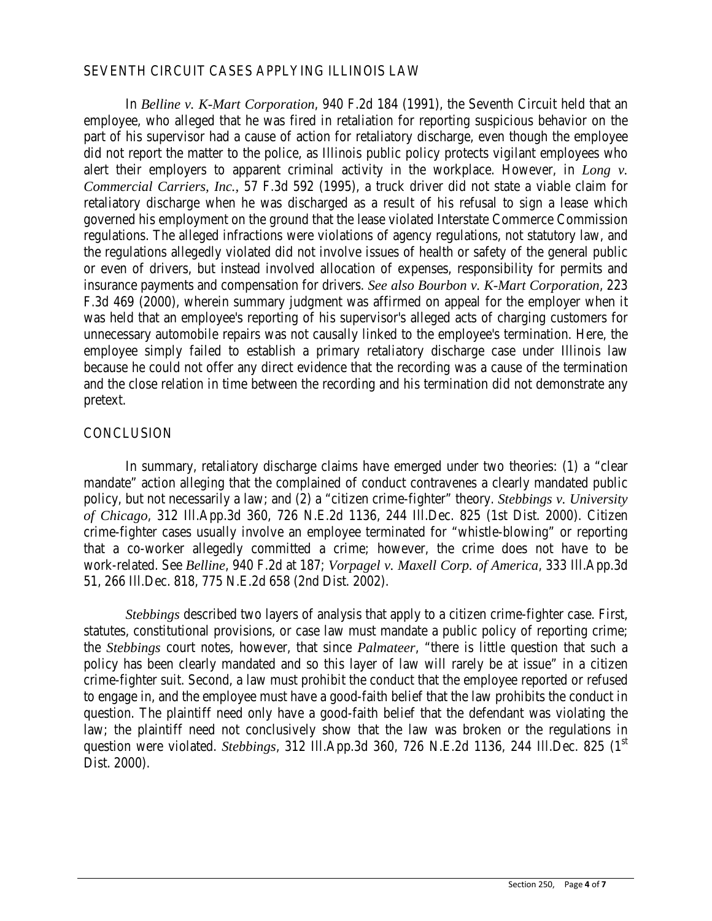## SEVENTH CIRCUIT CASES APPLYING ILLINOIS LAW

In *Belline v. K-Mart Corporation*, 940 F.2d 184 (1991), the Seventh Circuit held that an employee, who alleged that he was fired in retaliation for reporting suspicious behavior on the part of his supervisor had a cause of action for retaliatory discharge, even though the employee did not report the matter to the police, as Illinois public policy protects vigilant employees who alert their employers to apparent criminal activity in the workplace. However, in *Long v. Commercial Carriers, Inc.*, 57 F.3d 592 (1995), a truck driver did not state a viable claim for retaliatory discharge when he was discharged as a result of his refusal to sign a lease which governed his employment on the ground that the lease violated Interstate Commerce Commission regulations. The alleged infractions were violations of agency regulations, not statutory law, and the regulations allegedly violated did not involve issues of health or safety of the general public or even of drivers, but instead involved allocation of expenses, responsibility for permits and insurance payments and compensation for drivers. *See also Bourbon v. K-Mart Corporation*, 223 F.3d 469 (2000), wherein summary judgment was affirmed on appeal for the employer when it was held that an employee's reporting of his supervisor's alleged acts of charging customers for unnecessary automobile repairs was not causally linked to the employee's termination. Here, the employee simply failed to establish a primary retaliatory discharge case under Illinois law because he could not offer any direct evidence that the recording was a cause of the termination and the close relation in time between the recording and his termination did not demonstrate any pretext.

## CONCLUSION

In summary, retaliatory discharge claims have emerged under two theories: (1) a "clear mandate" action alleging that the complained of conduct contravenes a clearly mandated public policy, but not necessarily a law; and (2) a "citizen crime-fighter" theory. *Stebbings v. University of Chicago*, 312 Ill.App.3d 360, 726 N.E.2d 1136, 244 Ill.Dec. 825 (1st Dist. 2000). Citizen crime-fighter cases usually involve an employee terminated for "whistle-blowing" or reporting that a co-worker allegedly committed a crime; however, the crime does not have to be work-related. See *Belline*, 940 F.2d at 187; *Vorpagel v. Maxell Corp. of America*, 333 Ill.App.3d 51, 266 Ill.Dec. 818, 775 N.E.2d 658 (2nd Dist. 2002).

*Stebbings* described two layers of analysis that apply to a citizen crime-fighter case. First, statutes, constitutional provisions, or case law must mandate a public policy of reporting crime; the *Stebbings* court notes, however, that since *Palmateer*, "there is little question that such a policy has been clearly mandated and so this layer of law will rarely be at issue" in a citizen crime-fighter suit. Second, a law must prohibit the conduct that the employee reported or refused to engage in, and the employee must have a good-faith belief that the law prohibits the conduct in question. The plaintiff need only have a good-faith belief that the defendant was violating the law; the plaintiff need not conclusively show that the law was broken or the regulations in question were violated. *Stebbings*, 312 Ill.App.3d 360, 726 N.E.2d 1136, 244 Ill.Dec. 825 (1st Dist. 2000).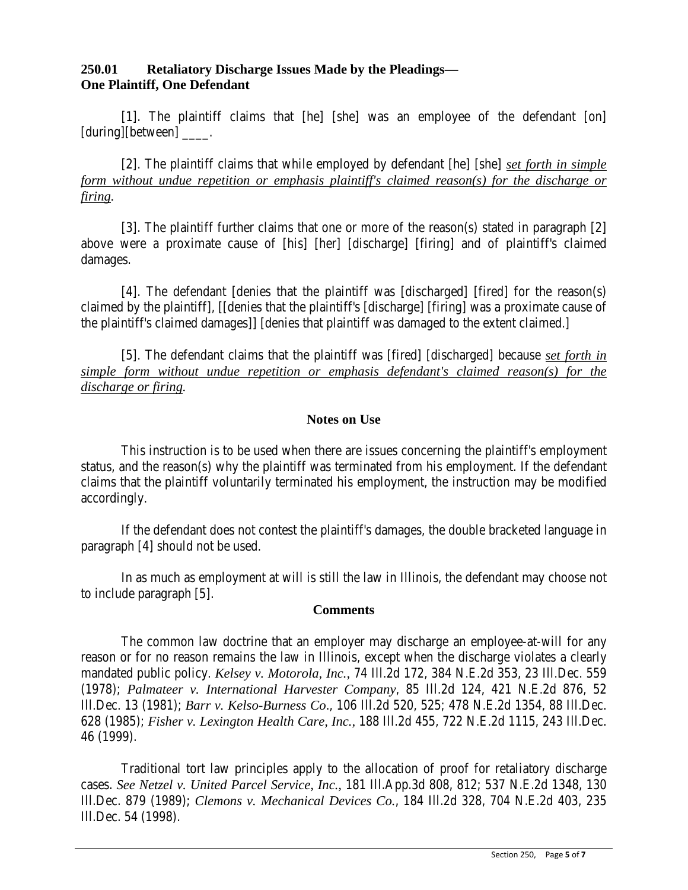## 250.01 Retaliatory Discharge Issues Made by the Pleadings— One Plaintiff, One Defendant

[1]. The plaintiff claims that [he] [she] was an employee of the defendant [on] [during][between] ____.

[2]. The plaintiff claims that while employed by defendant [he] [she] *set forth in simple form without undue repetition or emphasis plaintiff's claimed reason(s) for the discharge or firing*.

[3]. The plaintiff further claims that one or more of the reason(s) stated in paragraph [2] above were a proximate cause of [his] [her] [discharge] [firing] and of plaintiff's claimed damages.

[4]. The defendant [denies that the plaintiff was [discharged] [fired] for the reason(s) claimed by the plaintiff], [[denies that the plaintiff's [discharge] [firing] was a proximate cause of the plaintiff's claimed damages]] [denies that plaintiff was damaged to the extent claimed.]

[5]. The defendant claims that the plaintiff was [fired] [discharged] because *set forth in simple form without undue repetition or emphasis defendant's claimed reason(s) for the discharge or firing*.

### Notes on Use

This instruction is to be used when there are issues concerning the plaintiff's employment status, and the reason(s) why the plaintiff was terminated from his employment. If the defendant claims that the plaintiff voluntarily terminated his employment, the instruction may be modified accordingly.

If the defendant does not contest the plaintiff's damages, the double bracketed language in paragraph [4] should not be used.

In as much as employment at will is still the law in Illinois, the defendant may choose not to include paragraph [5].

### Comments

The common law doctrine that an employer may discharge an employee-at-will for any reason or for no reason remains the law in Illinois, except when the discharge violates a clearly mandated public policy. *Kelsey v. Motorola, Inc.*, 74 Ill.2d 172, 384 N.E.2d 353, 23 Ill.Dec. 559 (1978); *Palmateer v. International Harvester Company*, 85 Ill.2d 124, 421 N.E.2d 876, 52 Ill.Dec. 13 (1981); *Barr v. Kelso-Burness Co*., 106 Ill.2d 520, 525; 478 N.E.2d 1354, 88 Ill.Dec. 628 (1985); *Fisher v. Lexington Health Care, Inc.*, 188 Ill.2d 455, 722 N.E.2d 1115, 243 Ill.Dec. 46 (1999).

Traditional tort law principles apply to the allocation of proof for retaliatory discharge cases. *See Netzel v. United Parcel Service, Inc.*, 181 Ill.App.3d 808, 812; 537 N.E.2d 1348, 130 Ill.Dec. 879 (1989); *Clemons v. Mechanical Devices Co.*, 184 Ill.2d 328, 704 N.E.2d 403, 235 Ill.Dec. 54 (1998).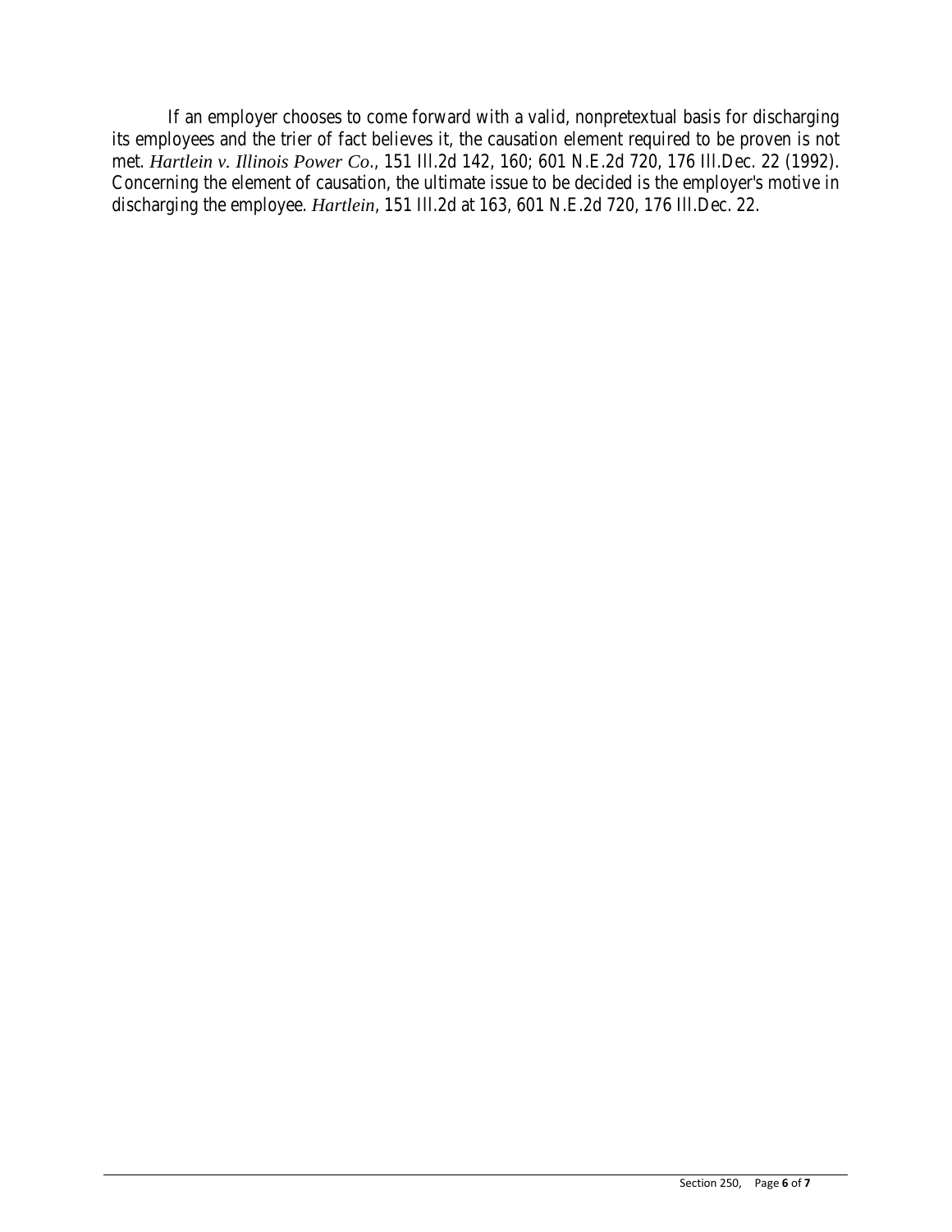If an employer chooses to come forward with a valid, nonpretextual basis for discharging its employees and the trier of fact believes it, the causation element required to be proven is not met. *Hartlein v. Illinois Power Co*., 151 Ill.2d 142, 160; 601 N.E.2d 720, 176 Ill.Dec. 22 (1992). Concerning the element of causation, the ultimate issue to be decided is the employer's motive in discharging the employee. *Hartlein*, 151 Ill.2d at 163, 601 N.E.2d 720, 176 Ill.Dec. 22.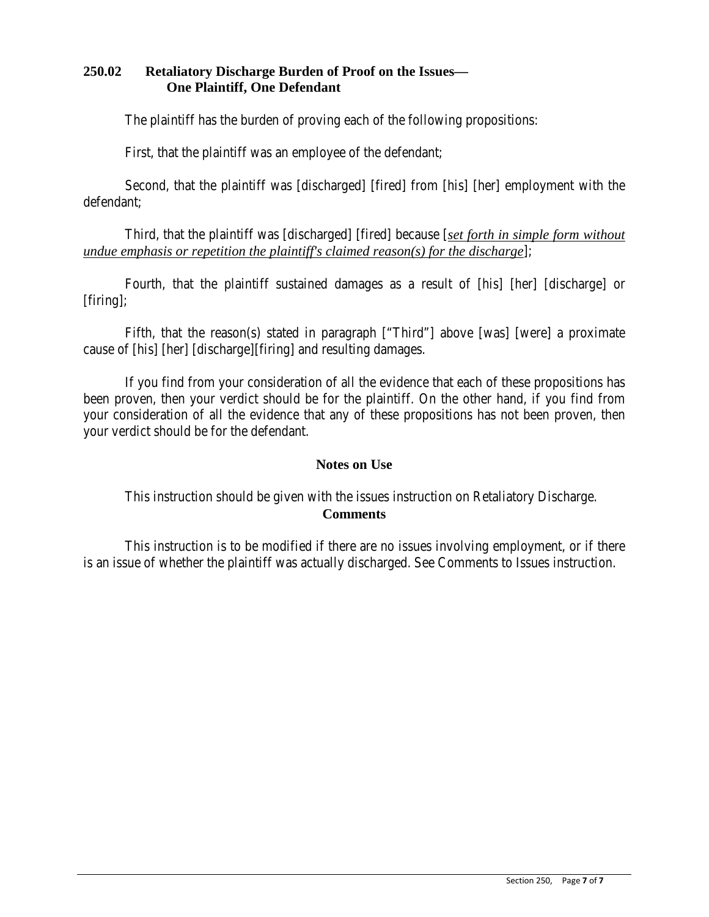## 250.02 Retaliatory Discharge Burden of Proof on the Issues— One Plaintiff, One Defendant

The plaintiff has the burden of proving each of the following propositions:

First, that the plaintiff was an employee of the defendant;

Second, that the plaintiff was [discharged] [fired] from [his] [her] employment with the defendant;

Third, that the plaintiff was [discharged] [fired] because [*set forth in simple form without undue emphasis or repetition the plaintiff's claimed reason(s) for the discharge*];

Fourth, that the plaintiff sustained damages as a result of [his] [her] [discharge] or [firing];

Fifth, that the reason(s) stated in paragraph ["Third"] above [was] [were] a proximate cause of [his] [her] [discharge][firing] and resulting damages.

If you find from your consideration of all the evidence that each of these propositions has been proven, then your verdict should be for the plaintiff. On the other hand, if you find from your consideration of all the evidence that any of these propositions has not been proven, then your verdict should be for the defendant.

### Notes on Use

This instruction should be given with the issues instruction on Retaliatory Discharge.

### Comments

This instruction is to be modified if there are no issues involving employment, or if there is an issue of whether the plaintiff was actually discharged. See Comments to Issues instruction.